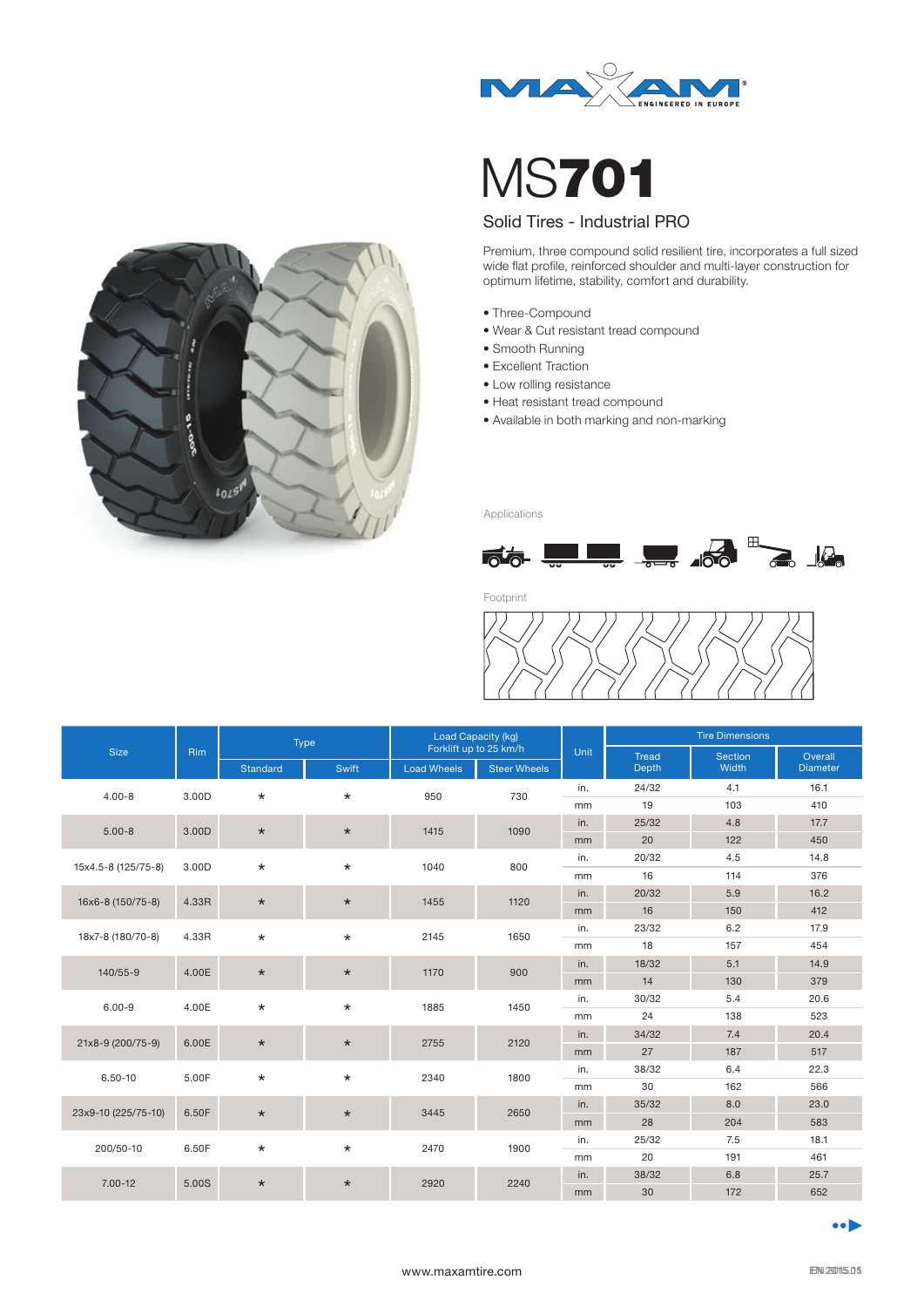# MS701

## Solid Tires - Industrial PRO

Premium, three compound solid resilient tire, incorporates a full sized wide flat profile, reinforced shoulder and multi-layer construction for optimum lifetime, stability, comfort and durability.

- Three-Compound
- Wear & Cut resistant tread compound
- Smooth Running
- Excellent Traction
- Low rolling resistance
- Heat resistant tread compound
- Available in both marking and non-marking

Applications

Footprint

| Size | Rim | Type | | Load Capacity (kg) Forklift up to 25 km/h | | Unit | Tire Dimensions | | |
|---|---|---|---|---|---|---|---|---|---|
| | | Standard | Swift | Load Wheels | Steer Wheels | | Tread Depth | Section Width | Overall Diameter |
| 4.00-8 | 3.00D | * | * | 950 | 730 | in. | 24/32 | 4.1 | 16.1 |
| | | | | | | mm | 19 | 103 | 410 |
| 5.00-8 | 3.00D | * | * | 1415 | 1090 | in. | 25/32 | 4.8 | 17.7 |
| | | | | | | mm | 20 | 122 | 450 |
| 15x4.5-8 (125/75-8) | 3.00D | * | * | 1040 | 800 | in. | 20/32 | 4.5 | 14.8 |
| | | | | | | mm | 16 | 114 | 376 |
| 16x6-8 (150/75-8) | 4.33R | * | * | 1455 | 1120 | in. | 20/32 | 5.9 | 16.2 |
| | | | | | | mm | 16 | 150 | 412 |
| 18x7-8 (180/70-8) | 4.33R | * | * | 2145 | 1650 | in. | 23/32 | 6.2 | 17.9 |
| | | | | | | mm | 18 | 157 | 454 |
| 140/55-9 | 4.00E | * | * | 1170 | 900 | in. | 18/32 | 5.1 | 14.9 |
| | | | | | | mm | 14 | 130 | 379 |
| 6.00-9 | 4.00E | * | * | 1885 | 1450 | in. | 30/32 | 5.4 | 20.6 |
| | | | | | | mm | 24 | 138 | 523 |
| 21x8-9 (200/75-9) | 6.00E | * | * | 2755 | 2120 | in. | 34/32 | 7.4 | 20.4 |
| | | | | | | mm | 27 | 187 | 517 |
| 6.50-10 | 5.00F | * | * | 2340 | 1800 | in. | 38/32 | 6.4 | 22.3 |
| | | | | | | mm | 30 | 162 | 566 |
| 23x9-10 (225/75-10) | 6.50F | * | * | 3445 | 2650 | in. | 35/32 | 8.0 | 23.0 |
| | | | | | | mm | 28 | 204 | 583 |
| 200/50-10 | 6.50F | * | * | 2470 | 1900 | in. | 25/32 | 7.5 | 18.1 |
| | | | | | | mm | 20 | 191 | 461 |
| 7.00-12 | 5.00S | * | * | 2920 | 2240 | in. | 38/32 | 6.8 | 25.7 |
| | | | | | | mm | 30 | 172 | 652 |

www.maxamtire.com

EN 2015.05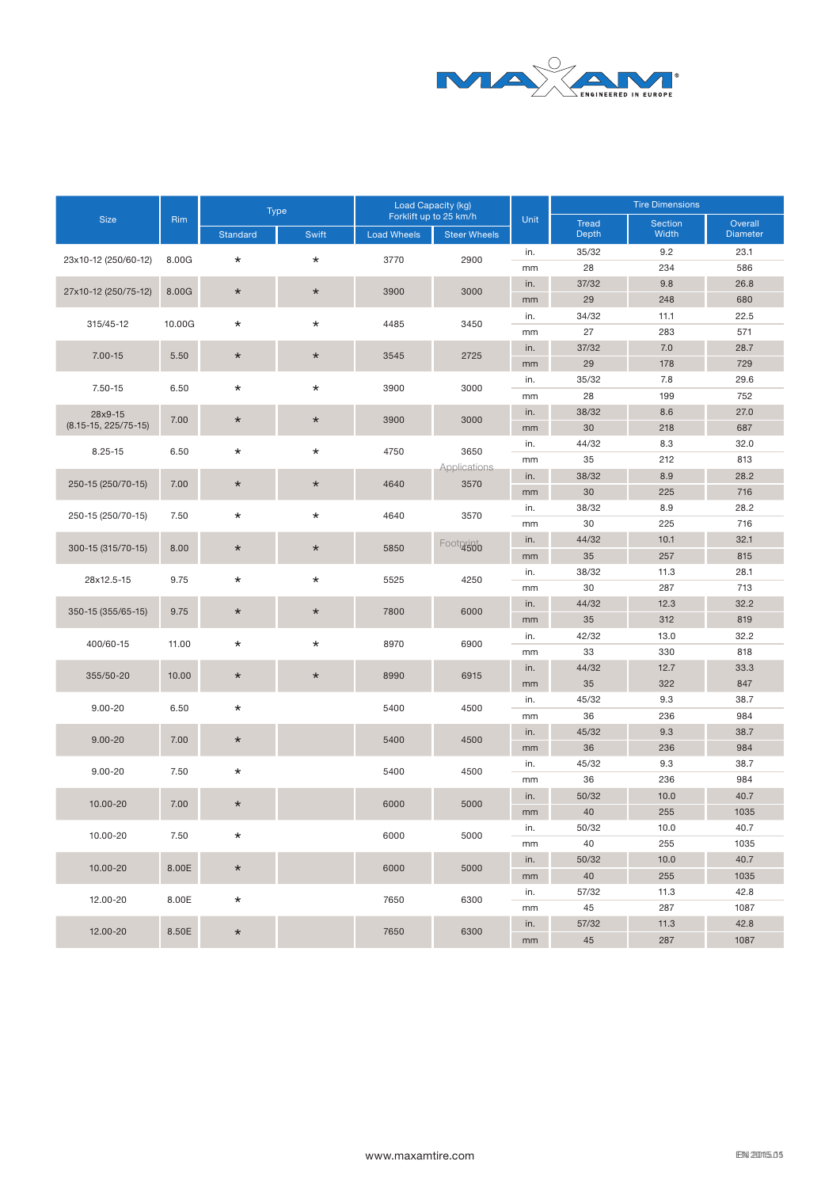| Size | Rim | Type | | Load Capacity (kg) Forklift up to 25 km/h | | Unit | Tire Dimensions | | |
|---|---|---|---|---|---|---|---|---|---|
| | | Standard | Swift | Load Wheels | Steer Wheels | | Tread Depth | Section Width | Overall Diameter |
| 23x10-12 (250/60-12) | 8.00G | * | * | 3770 | 2900 | in. | 35/32 | 9.2 | 23.1 |
| | | | | | | mm | 28 | 234 | 586 |
| 27x10-12 (250/75-12) | 8.00G | * | * | 3900 | 3000 | in. | 37/32 | 9.8 | 26.8 |
| | | | | | | mm | 29 | 248 | 680 |
| 315/45-12 | 10.00G | * | * | 4485 | 3450 | in. | 34/32 | 11.1 | 22.5 |
| | | | | | | mm | 27 | 283 | 571 |
| 7.00-15 | 5.50 | * | * | 3545 | 2725 | in. | 37/32 | 7.0 | 28.7 |
| | | | | | | mm | 29 | 178 | 729 |
| 7.50-15 | 6.50 | * | * | 3900 | 3000 | in. | 35/32 | 7.8 | 29.6 |
| | | | | | | mm | 28 | 199 | 752 |
| 28x9-15 (8.15-15, 225/75-15) | 7.00 | * | * | 3900 | 3000 | in. | 38/32 | 8.6 | 27.0 |
| | | | | | | mm | 30 | 218 | 687 |
| 8.25-15 | 6.50 | * | * | 4750 | 3650 | in. | 44/32 | 8.3 | 32.0 |
| | | | | | | mm | 35 | 212 | 813 |
| 250-15 (250/70-15) | 7.00 | * | * | 4640 | 3570 | in. | 38/32 | 8.9 | 28.2 |
| | | | | | | mm | 30 | 225 | 716 |
| 250-15 (250/70-15) | 7.50 | * | * | 4640 | 3570 | in. | 38/32 | 8.9 | 28.2 |
| | | | | | | mm | 30 | 225 | 716 |
| 300-15 (315/70-15) | 8.00 | * | * | 5850 | 4500 | in. | 44/32 | 10.1 | 32.1 |
| | | | | | | mm | 35 | 257 | 815 |
| 28x12.5-15 | 9.75 | * | * | 5525 | 4250 | in. | 38/32 | 11.3 | 28.1 |
| | | | | | | mm | 30 | 287 | 713 |
| 350-15 (355/65-15) | 9.75 | * | * | 7800 | 6000 | in. | 44/32 | 12.3 | 32.2 |
| | | | | | | mm | 35 | 312 | 819 |
| 400/60-15 | 11.00 | * | * | 8970 | 6900 | in. | 42/32 | 13.0 | 32.2 |
| | | | | | | mm | 33 | 330 | 818 |
| 355/50-20 | 10.00 | * | * | 8990 | 6915 | in. | 44/32 | 12.7 | 33.3 |
| | | | | | | mm | 35 | 322 | 847 |
| 9.00-20 | 6.50 | * | | 5400 | 4500 | in. | 45/32 | 9.3 | 38.7 |
| | | | | | | mm | 36 | 236 | 984 |
| 9.00-20 | 7.00 | * | | 5400 | 4500 | in. | 45/32 | 9.3 | 38.7 |
| | | | | | | mm | 36 | 236 | 984 |
| 9.00-20 | 7.50 | * | | 5400 | 4500 | in. | 45/32 | 9.3 | 38.7 |
| | | | | | | mm | 36 | 236 | 984 |
| 10.00-20 | 7.00 | * | | 6000 | 5000 | in. | 50/32 | 10.0 | 40.7 |
| | | | | | | mm | 40 | 255 | 1035 |
| 10.00-20 | 7.50 | * | | 6000 | 5000 | in. | 50/32 | 10.0 | 40.7 |
| | | | | | | mm | 40 | 255 | 1035 |
| 10.00-20 | 8.00E | * | | 6000 | 5000 | in. | 50/32 | 10.0 | 40.7 |
| | | | | | | mm | 40 | 255 | 1035 |
| 12.00-20 | 8.00E | * | | 7650 | 6300 | in. | 57/32 | 11.3 | 42.8 |
| | | | | | | mm | 45 | 287 | 1087 |
| 12.00-20 | 8.50E | * | | 7650 | 6300 | in. | 57/32 | 11.3 | 42.8 |
| | | | | | | mm | 45 | 287 | 1087 |

www.maxamtire.com

EN 2015.05